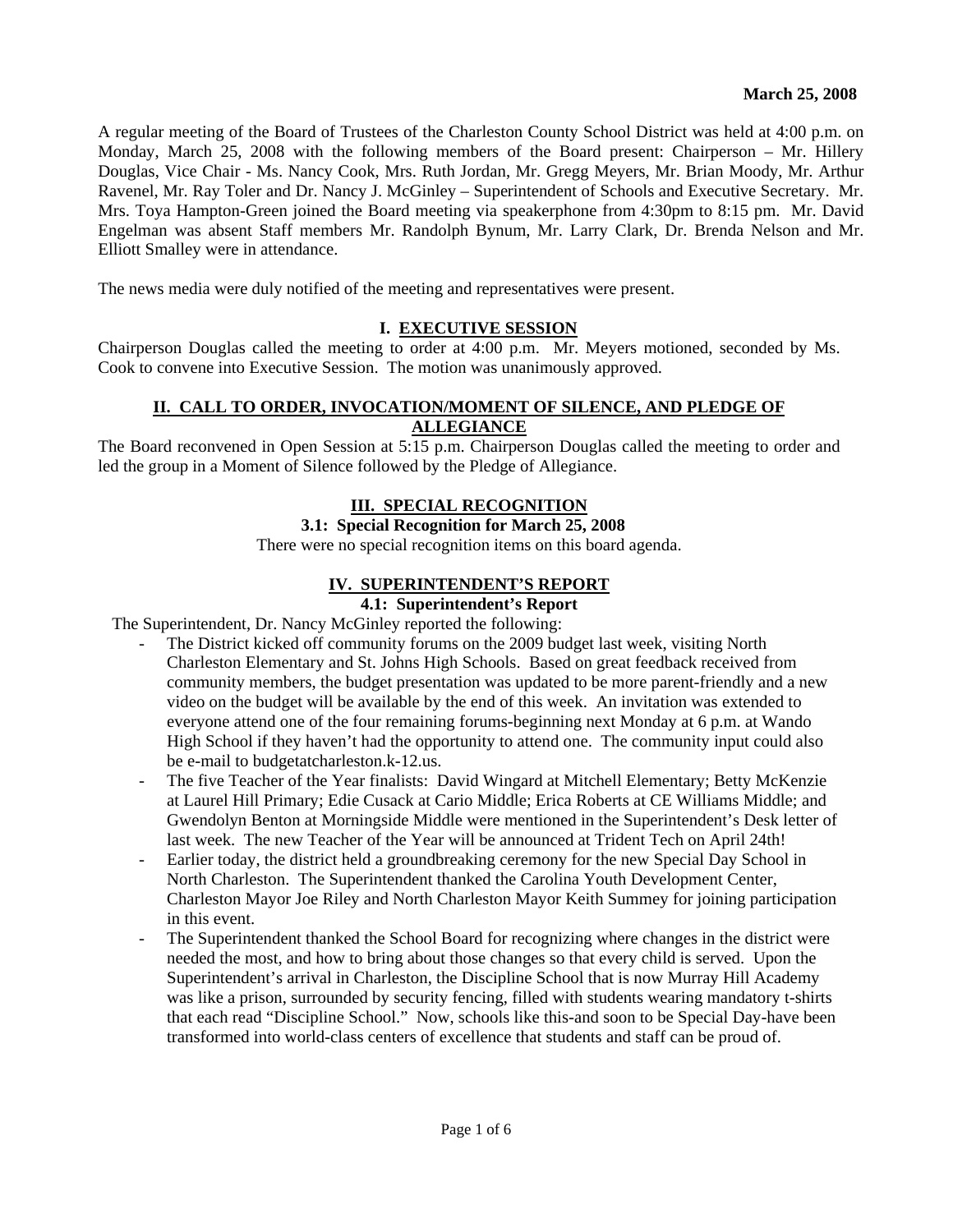**March 25, 2008**

A regular meeting of the Board of Trustees of the Charleston County School District was held at 4:00 p.m. on Monday, March 25, 2008 with the following members of the Board present: Chairperson – Mr. Hillery Douglas, Vice Chair - Ms. Nancy Cook, Mrs. Ruth Jordan, Mr. Gregg Meyers, Mr. Brian Moody, Mr. Arthur Ravenel, Mr. Ray Toler and Dr. Nancy J. McGinley – Superintendent of Schools and Executive Secretary. Mr. Mrs. Toya Hampton-Green joined the Board meeting via speakerphone from 4:30pm to 8:15 pm. Mr. David Engelman was absent Staff members Mr. Randolph Bynum, Mr. Larry Clark, Dr. Brenda Nelson and Mr. Elliott Smalley were in attendance.

The news media were duly notified of the meeting and representatives were present.

## I. EXECUTIVE SESSION

Chairperson Douglas called the meeting to order at 4:00 p.m. Mr. Meyers motioned, seconded by Ms. Cook to convene into Executive Session. The motion was unanimously approved.

## II. CALL TO ORDER, INVOCATION/MOMENT OF SILENCE, AND PLEDGE OF ALLEGIANCE

The Board reconvened in Open Session at 5:15 p.m. Chairperson Douglas called the meeting to order and led the group in a Moment of Silence followed by the Pledge of Allegiance.

## III. SPECIAL RECOGNITION

### 3.1: Special Recognition for March 25, 2008

There were no special recognition items on this board agenda.

## IV. SUPERINTENDENT'S REPORT

### 4.1: Superintendent's Report

The Superintendent, Dr. Nancy McGinley reported the following:

- The District kicked off community forums on the 2009 budget last week, visiting North Charleston Elementary and St. Johns High Schools. Based on great feedback received from community members, the budget presentation was updated to be more parent-friendly and a new video on the budget will be available by the end of this week. An invitation was extended to everyone attend one of the four remaining forums-beginning next Monday at 6 p.m. at Wando High School if they haven't had the opportunity to attend one. The community input could also be e-mail to budgetatcharleston.k-12.us.
- The five Teacher of the Year finalists: David Wingard at Mitchell Elementary; Betty McKenzie at Laurel Hill Primary; Edie Cusack at Cario Middle; Erica Roberts at CE Williams Middle; and Gwendolyn Benton at Morningside Middle were mentioned in the Superintendent's Desk letter of last week. The new Teacher of the Year will be announced at Trident Tech on April 24th!
- Earlier today, the district held a groundbreaking ceremony for the new Special Day School in North Charleston. The Superintendent thanked the Carolina Youth Development Center, Charleston Mayor Joe Riley and North Charleston Mayor Keith Summey for joining participation in this event.
- The Superintendent thanked the School Board for recognizing where changes in the district were needed the most, and how to bring about those changes so that every child is served. Upon the Superintendent's arrival in Charleston, the Discipline School that is now Murray Hill Academy was like a prison, surrounded by security fencing, filled with students wearing mandatory t-shirts that each read "Discipline School." Now, schools like this-and soon to be Special Day-have been transformed into world-class centers of excellence that students and staff can be proud of.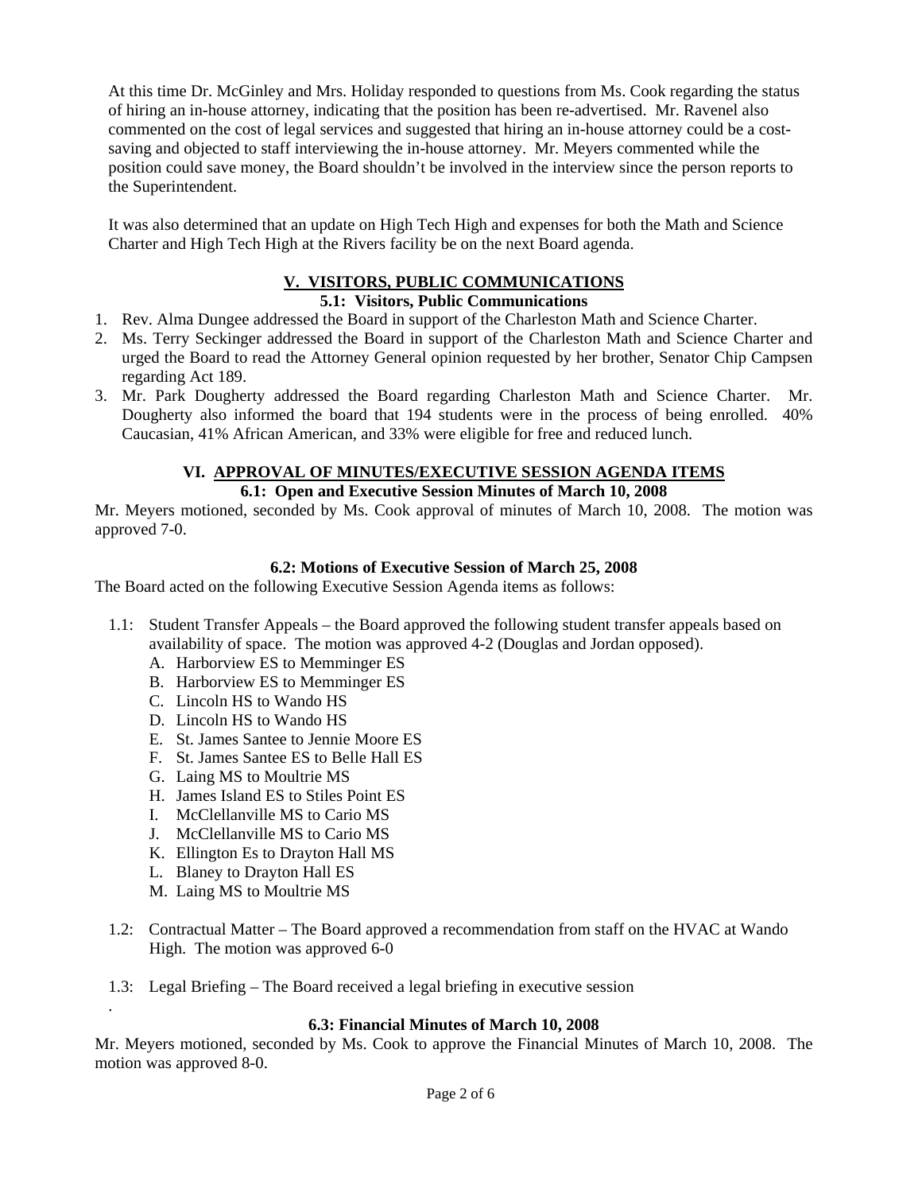At this time Dr. McGinley and Mrs. Holiday responded to questions from Ms. Cook regarding the status of hiring an in-house attorney, indicating that the position has been re-advertised. Mr. Ravenel also commented on the cost of legal services and suggested that hiring an in-house attorney could be a cost-saving and objected to staff interviewing the in-house attorney. Mr. Meyers commented while the position could save money, the Board shouldn't be involved in the interview since the person reports to the Superintendent.

It was also determined that an update on High Tech High and expenses for both the Math and Science Charter and High Tech High at the Rivers facility be on the next Board agenda.

## V. VISITORS, PUBLIC COMMUNICATIONS

### 5.1: Visitors, Public Communications

1. Rev. Alma Dungee addressed the Board in support of the Charleston Math and Science Charter.
2. Ms. Terry Seckinger addressed the Board in support of the Charleston Math and Science Charter and urged the Board to read the Attorney General opinion requested by her brother, Senator Chip Campsen regarding Act 189.
3. Mr. Park Dougherty addressed the Board regarding Charleston Math and Science Charter. Mr. Dougherty also informed the board that 194 students were in the process of being enrolled. 40% Caucasian, 41% African American, and 33% were eligible for free and reduced lunch.

## VI. APPROVAL OF MINUTES/EXECUTIVE SESSION AGENDA ITEMS

### 6.1: Open and Executive Session Minutes of March 10, 2008

Mr. Meyers motioned, seconded by Ms. Cook approval of minutes of March 10, 2008. The motion was approved 7-0.

### 6.2: Motions of Executive Session of March 25, 2008

The Board acted on the following Executive Session Agenda items as follows:

1.1: Student Transfer Appeals – the Board approved the following student transfer appeals based on availability of space. The motion was approved 4-2 (Douglas and Jordan opposed).

A. Harborview ES to Memminger ES
B. Harborview ES to Memminger ES
C. Lincoln HS to Wando HS
D. Lincoln HS to Wando HS
E. St. James Santee to Jennie Moore ES
F. St. James Santee ES to Belle Hall ES
G. Laing MS to Moultrie MS
H. James Island ES to Stiles Point ES
I. McClellanville MS to Cario MS
J. McClellanville MS to Cario MS
K. Ellington Es to Drayton Hall MS
L. Blaney to Drayton Hall ES
M. Laing MS to Moultrie MS

1.2: Contractual Matter – The Board approved a recommendation from staff on the HVAC at Wando High. The motion was approved 6-0

1.3: Legal Briefing – The Board received a legal briefing in executive session

### 6.3: Financial Minutes of March 10, 2008

Mr. Meyers motioned, seconded by Ms. Cook to approve the Financial Minutes of March 10, 2008. The motion was approved 8-0.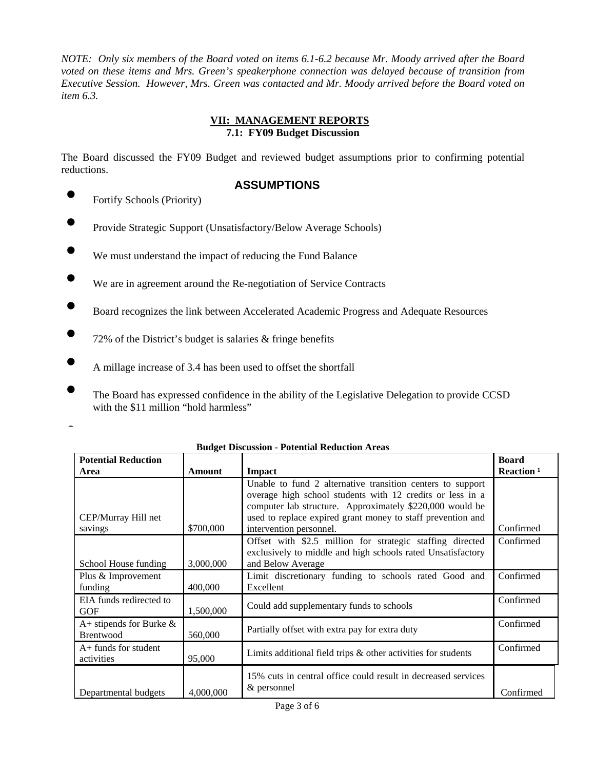*NOTE: Only six members of the Board voted on items 6.1-6.2 because Mr. Moody arrived after the Board voted on these items and Mrs. Green's speakerphone connection was delayed because of transition from Executive Session. However, Mrs. Green was contacted and Mr. Moody arrived before the Board voted on item 6.3.*

## VII: MANAGEMENT REPORTS

### 7.1: FY09 Budget Discussion

The Board discussed the FY09 Budget and reviewed budget assumptions prior to confirming potential reductions.

### ASSUMPTIONS

- Fortify Schools (Priority)
- Provide Strategic Support (Unsatisfactory/Below Average Schools)
- We must understand the impact of reducing the Fund Balance
- We are in agreement around the Re-negotiation of Service Contracts
- Board recognizes the link between Accelerated Academic Progress and Adequate Resources
- 72% of the District's budget is salaries & fringe benefits
- A millage increase of 3.4 has been used to offset the shortfall
- The Board has expressed confidence in the ability of the Legislative Delegation to provide CCSD with the $11 million "hold harmless"

**Budget Discussion - Potential Reduction Areas**

| Potential Reduction Area | Amount | Impact | Board Reaction [1] |
|---|---|---|---|
| CEP/Murray Hill net savings | $700,000 | Unable to fund 2 alternative transition centers to support overage high school students with 12 credits or less in a computer lab structure. Approximately $220,000 would be used to replace expired grant money to staff prevention and intervention personnel. | Confirmed |
| School House funding | 3,000,000 | Offset with $2.5 million for strategic staffing directed exclusively to middle and high schools rated Unsatisfactory and Below Average | Confirmed |
| Plus & Improvement funding | 400,000 | Limit discretionary funding to schools rated Good and Excellent | Confirmed |
| EIA funds redirected to GOF | 1,500,000 | Could add supplementary funds to schools | Confirmed |
| A+ stipends for Burke & Brentwood | 560,000 | Partially offset with extra pay for extra duty | Confirmed |
| A+ funds for student activities | 95,000 | Limits additional field trips & other activities for students | Confirmed |
| Departmental budgets | 4,000,000 | 15% cuts in central office could result in decreased services & personnel | Confirmed |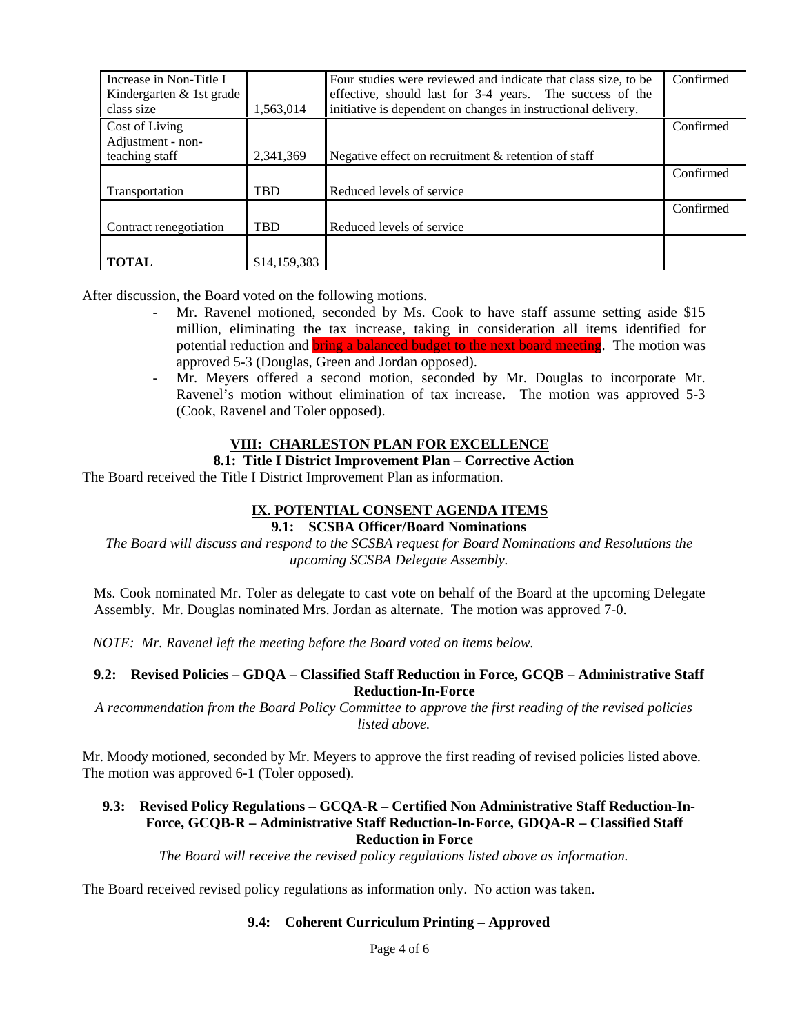| Increase in Non-Title I Kindergarten & 1st grade class size | 1,563,014 | Four studies were reviewed and indicate that class size, to be effective, should last for 3-4 years. The success of the initiative is dependent on changes in instructional delivery. | Confirmed |
|---|---|---|---|
| Cost of Living Adjustment - non-teaching staff | 2,341,369 | Negative effect on recruitment & retention of staff | Confirmed |
| Transportation | TBD | Reduced levels of service | Confirmed |
| Contract renegotiation | TBD | Reduced levels of service | Confirmed |
| **TOTAL** | $14,159,383 | | |

After discussion, the Board voted on the following motions.

- Mr. Ravenel motioned, seconded by Ms. Cook to have staff assume setting aside $15 million, eliminating the tax increase, taking in consideration all items identified for potential reduction and bring a balanced budget to the next board meeting. The motion was approved 5-3 (Douglas, Green and Jordan opposed).
- Mr. Meyers offered a second motion, seconded by Mr. Douglas to incorporate Mr. Ravenel's motion without elimination of tax increase. The motion was approved 5-3 (Cook, Ravenel and Toler opposed).

## VIII: CHARLESTON PLAN FOR EXCELLENCE

### 8.1: Title I District Improvement Plan – Corrective Action

The Board received the Title I District Improvement Plan as information.

## IX. POTENTIAL CONSENT AGENDA ITEMS

### 9.1: SCSBA Officer/Board Nominations

*The Board will discuss and respond to the SCSBA request for Board Nominations and Resolutions the upcoming SCSBA Delegate Assembly.*

Ms. Cook nominated Mr. Toler as delegate to cast vote on behalf of the Board at the upcoming Delegate Assembly. Mr. Douglas nominated Mrs. Jordan as alternate. The motion was approved 7-0.

*NOTE: Mr. Ravenel left the meeting before the Board voted on items below.*

### 9.2: Revised Policies – GDQA – Classified Staff Reduction in Force, GCQB – Administrative Staff Reduction-In-Force

*A recommendation from the Board Policy Committee to approve the first reading of the revised policies listed above.*

Mr. Moody motioned, seconded by Mr. Meyers to approve the first reading of revised policies listed above. The motion was approved 6-1 (Toler opposed).

### 9.3: Revised Policy Regulations – GCQA-R – Certified Non Administrative Staff Reduction-In-Force, GCQB-R – Administrative Staff Reduction-In-Force, GDQA-R – Classified Staff Reduction in Force

*The Board will receive the revised policy regulations listed above as information.*

The Board received revised policy regulations as information only. No action was taken.

### 9.4: Coherent Curriculum Printing – Approved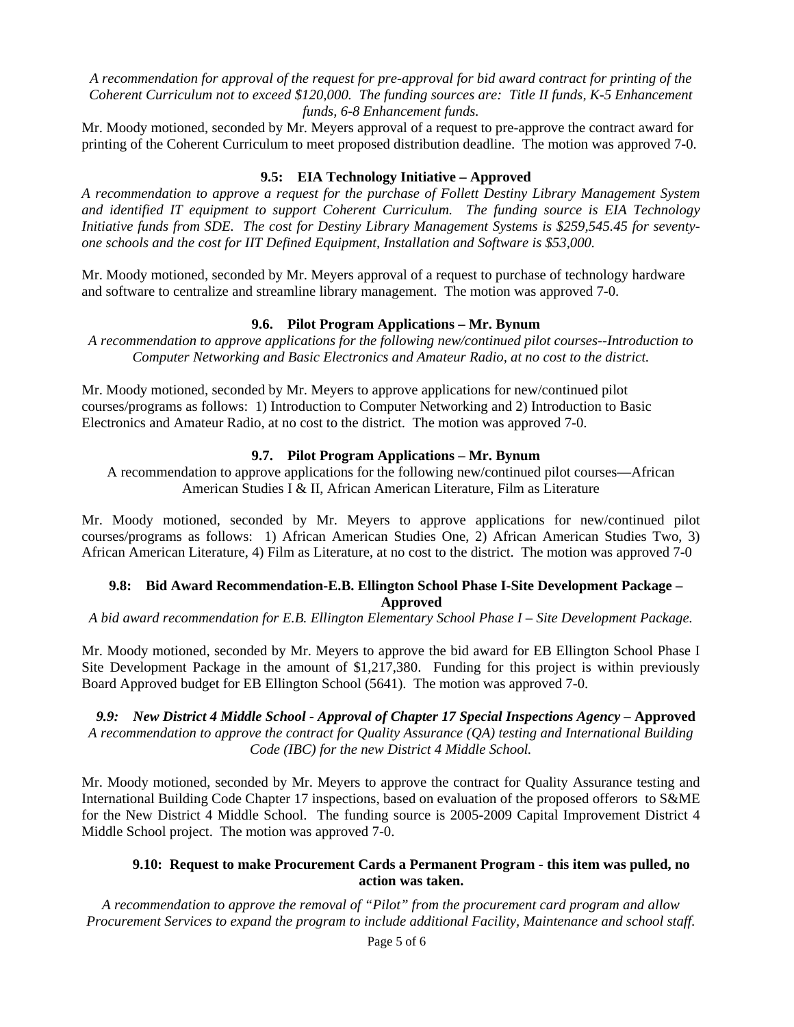*A recommendation for approval of the request for pre-approval for bid award contract for printing of the Coherent Curriculum not to exceed $120,000. The funding sources are: Title II funds, K-5 Enhancement funds, 6-8 Enhancement funds.*

Mr. Moody motioned, seconded by Mr. Meyers approval of a request to pre-approve the contract award for printing of the Coherent Curriculum to meet proposed distribution deadline. The motion was approved 7-0.

**9.5: EIA Technology Initiative – Approved**

*A recommendation to approve a request for the purchase of Follett Destiny Library Management System and identified IT equipment to support Coherent Curriculum. The funding source is EIA Technology Initiative funds from SDE. The cost for Destiny Library Management Systems is $259,545.45 for seventy-one schools and the cost for IIT Defined Equipment, Installation and Software is $53,000.*

Mr. Moody motioned, seconded by Mr. Meyers approval of a request to purchase of technology hardware and software to centralize and streamline library management. The motion was approved 7-0.

**9.6. Pilot Program Applications – Mr. Bynum**

*A recommendation to approve applications for the following new/continued pilot courses--Introduction to Computer Networking and Basic Electronics and Amateur Radio, at no cost to the district.*

Mr. Moody motioned, seconded by Mr. Meyers to approve applications for new/continued pilot courses/programs as follows: 1) Introduction to Computer Networking and 2) Introduction to Basic Electronics and Amateur Radio, at no cost to the district. The motion was approved 7-0.

**9.7. Pilot Program Applications – Mr. Bynum**

A recommendation to approve applications for the following new/continued pilot courses—African American Studies I & II, African American Literature, Film as Literature

Mr. Moody motioned, seconded by Mr. Meyers to approve applications for new/continued pilot courses/programs as follows: 1) African American Studies One, 2) African American Studies Two, 3) African American Literature, 4) Film as Literature, at no cost to the district. The motion was approved 7-0

**9.8: Bid Award Recommendation-E.B. Ellington School Phase I-Site Development Package – Approved**

*A bid award recommendation for E.B. Ellington Elementary School Phase I – Site Development Package.*

Mr. Moody motioned, seconded by Mr. Meyers to approve the bid award for EB Ellington School Phase I Site Development Package in the amount of $1,217,380. Funding for this project is within previously Board Approved budget for EB Ellington School (5641). The motion was approved 7-0.

***9.9: New District 4 Middle School - Approval of Chapter 17 Special Inspections Agency* – Approved**

*A recommendation to approve the contract for Quality Assurance (QA) testing and International Building Code (IBC) for the new District 4 Middle School.*

Mr. Moody motioned, seconded by Mr. Meyers to approve the contract for Quality Assurance testing and International Building Code Chapter 17 inspections, based on evaluation of the proposed offerors to S&ME for the New District 4 Middle School. The funding source is 2005-2009 Capital Improvement District 4 Middle School project. The motion was approved 7-0.

**9.10: Request to make Procurement Cards a Permanent Program - this item was pulled, no action was taken.**

*A recommendation to approve the removal of "Pilot" from the procurement card program and allow Procurement Services to expand the program to include additional Facility, Maintenance and school staff.*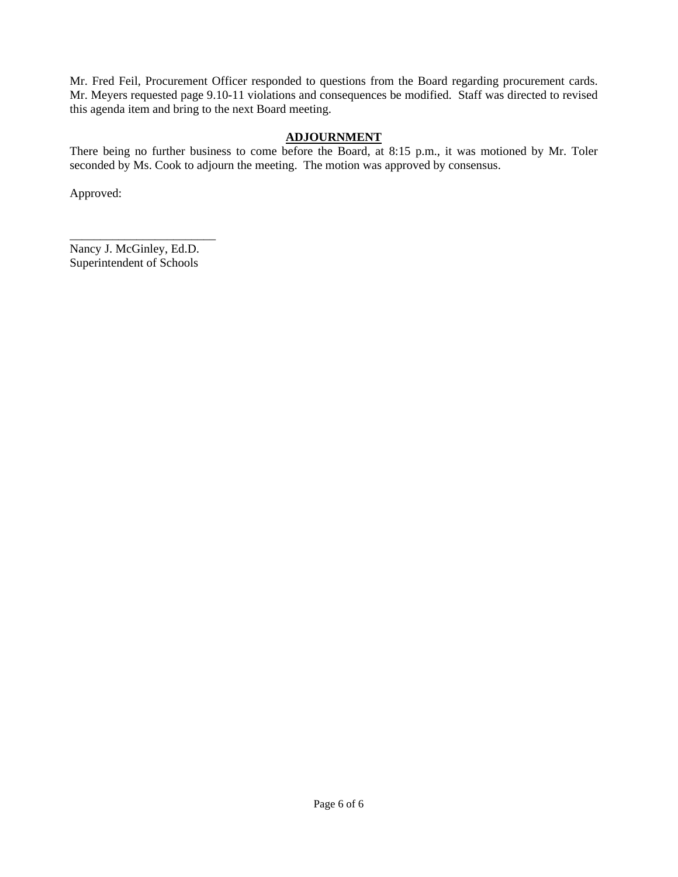Mr. Fred Feil, Procurement Officer responded to questions from the Board regarding procurement cards. Mr. Meyers requested page 9.10-11 violations and consequences be modified. Staff was directed to revised this agenda item and bring to the next Board meeting.

## ADJOURNMENT

There being no further business to come before the Board, at 8:15 p.m., it was motioned by Mr. Toler seconded by Ms. Cook to adjourn the meeting. The motion was approved by consensus.

Approved:

_________________________
Nancy J. McGinley, Ed.D.
Superintendent of Schools